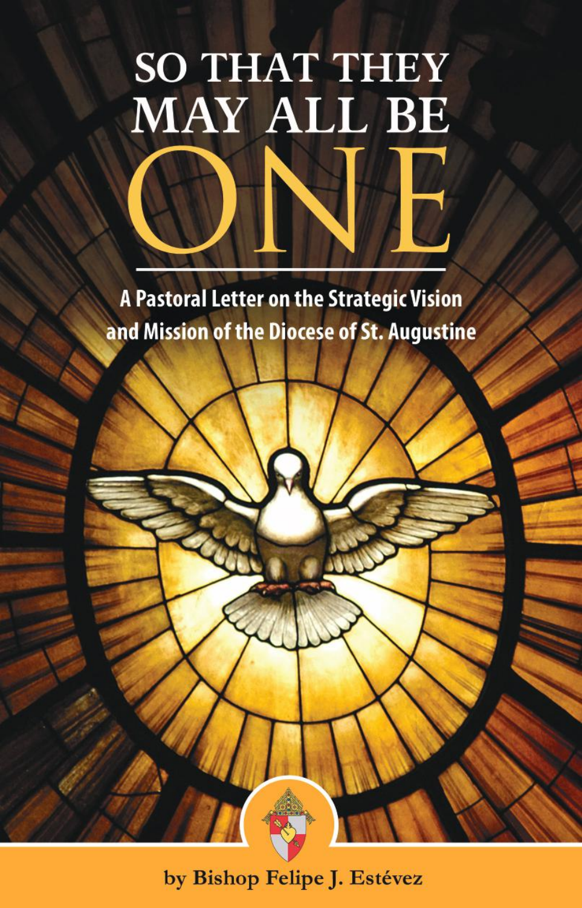# SO THAT THEY MAY ALL BE ONE

## A Pastoral Letter on the Strategic Vision and Mission of the Diocese of St. Augustine

by Bishop Felipe J. Estévez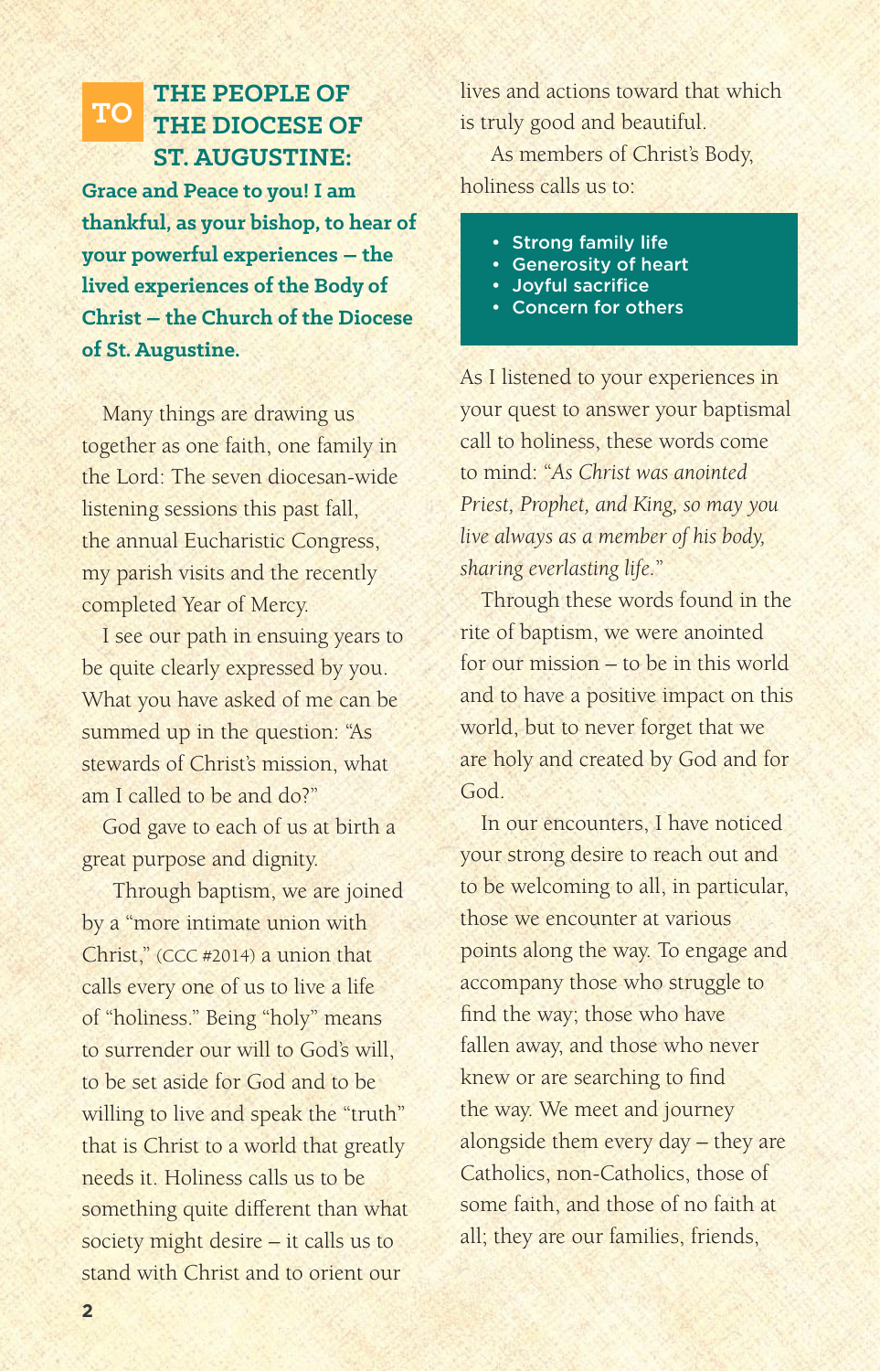## TO THE PEOPLE OF THE DIOCESE OF ST. AUGUSTINE:

**Grace and Peace to you! I am thankful, as your bishop, to hear of your powerful experiences – the lived experiences of the Body of Christ – the Church of the Diocese of St. Augustine.**

Many things are drawing us together as one faith, one family in the Lord: The seven diocesan-wide listening sessions this past fall, the annual Eucharistic Congress, my parish visits and the recently completed Year of Mercy.

I see our path in ensuing years to be quite clearly expressed by you. What you have asked of me can be summed up in the question: "As stewards of Christ's mission, what am I called to be and do?"

God gave to each of us at birth a great purpose and dignity.

Through baptism, we are joined by a "more intimate union with Christ," (CCC #2014) a union that calls every one of us to live a life of "holiness." Being "holy" means to surrender our will to God's will, to be set aside for God and to be willing to live and speak the "truth" that is Christ to a world that greatly needs it. Holiness calls us to be something quite different than what society might desire – it calls us to stand with Christ and to orient our lives and actions toward that which is truly good and beautiful.

As members of Christ's Body, holiness calls us to:

- Strong family life
- Generosity of heart
- Joyful sacrifice
- Concern for others

As I listened to your experiences in your quest to answer your baptismal call to holiness, these words come to mind: "*As Christ was anointed Priest, Prophet, and King, so may you live always as a member of his body, sharing everlasting life.*"

Through these words found in the rite of baptism, we were anointed for our mission – to be in this world and to have a positive impact on this world, but to never forget that we are holy and created by God and for God.

In our encounters, I have noticed your strong desire to reach out and to be welcoming to all, in particular, those we encounter at various points along the way. To engage and accompany those who struggle to find the way; those who have fallen away, and those who never knew or are searching to find the way. We meet and journey alongside them every day – they are Catholics, non-Catholics, those of some faith, and those of no faith at all; they are our families, friends,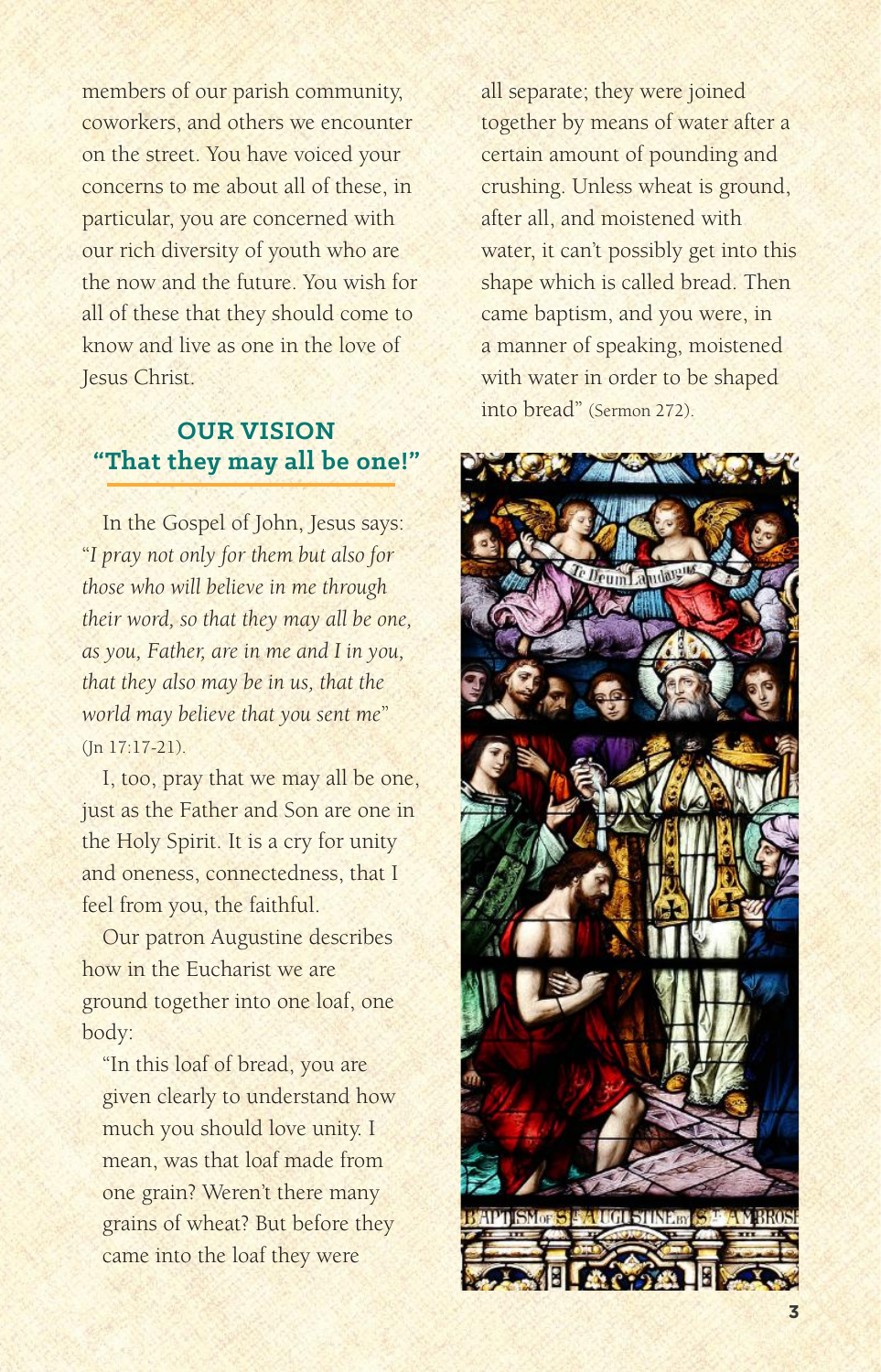members of our parish community, coworkers, and others we encounter on the street. You have voiced your concerns to me about all of these, in particular, you are concerned with our rich diversity of youth who are the now and the future. You wish for all of these that they should come to know and live as one in the love of Jesus Christ.

## OUR VISION
## "That they may all be one!"

In the Gospel of John, Jesus says: "*I pray not only for them but also for those who will believe in me through their word, so that they may all be one, as you, Father, are in me and I in you, that they also may be in us, that the world may believe that you sent me*" (Jn 17:17-21).

I, too, pray that we may all be one, just as the Father and Son are one in the Holy Spirit. It is a cry for unity and oneness, connectedness, that I feel from you, the faithful.

Our patron Augustine describes how in the Eucharist we are ground together into one loaf, one body:

> "In this loaf of bread, you are given clearly to understand how much you should love unity. I mean, was that loaf made from one grain? Weren't there many grains of wheat? But before they came into the loaf they were all separate; they were joined together by means of water after a certain amount of pounding and crushing. Unless wheat is ground, after all, and moistened with water, it can't possibly get into this shape which is called bread. Then came baptism, and you were, in a manner of speaking, moistened with water in order to be shaped into bread" (Sermon 272).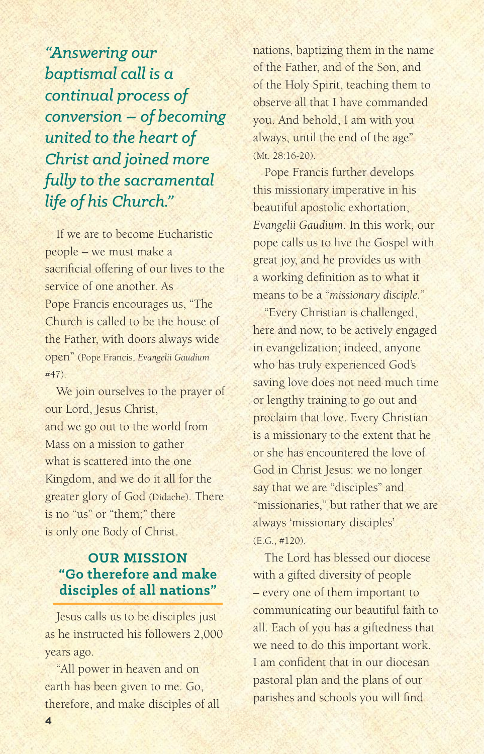*"Answering our baptismal call is a continual process of conversion – of becoming united to the heart of Christ and joined more fully to the sacramental life of his Church."*

If we are to become Eucharistic people – we must make a sacrificial offering of our lives to the service of one another. As Pope Francis encourages us, "The Church is called to be the house of the Father, with doors always wide open" (Pope Francis, *Evangelii Gaudium* #47).

We join ourselves to the prayer of our Lord, Jesus Christ, and we go out to the world from Mass on a mission to gather what is scattered into the one Kingdom, and we do it all for the greater glory of God (Didache). There is no "us" or "them;" there is only one Body of Christ.

## OUR MISSION
## "Go therefore and make disciples of all nations"

Jesus calls us to be disciples just as he instructed his followers 2,000 years ago.

"All power in heaven and on earth has been given to me. Go, therefore, and make disciples of all nations, baptizing them in the name of the Father, and of the Son, and of the Holy Spirit, teaching them to observe all that I have commanded you. And behold, I am with you always, until the end of the age" (Mt. 28:16-20).

Pope Francis further develops this missionary imperative in his beautiful apostolic exhortation, *Evangelii Gaudium*. In this work, our pope calls us to live the Gospel with great joy, and he provides us with a working definition as to what it means to be a "*missionary disciple.*"

"Every Christian is challenged, here and now, to be actively engaged in evangelization; indeed, anyone who has truly experienced God's saving love does not need much time or lengthy training to go out and proclaim that love. Every Christian is a missionary to the extent that he or she has encountered the love of God in Christ Jesus: we no longer say that we are "disciples" and "missionaries," but rather that we are always 'missionary disciples' (E.G., #120).

The Lord has blessed our diocese with a gifted diversity of people – every one of them important to communicating our beautiful faith to all. Each of you has a giftedness that we need to do this important work. I am confident that in our diocesan pastoral plan and the plans of our parishes and schools you will find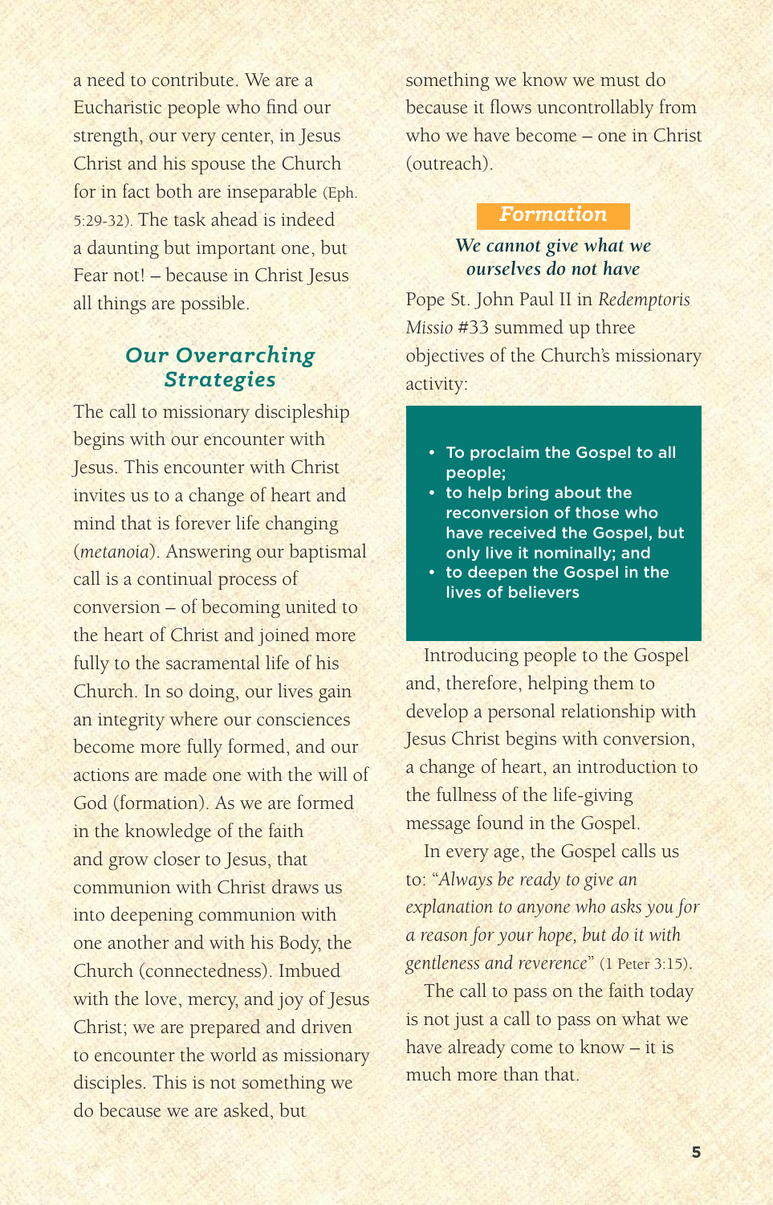a need to contribute. We are a Eucharistic people who find our strength, our very center, in Jesus Christ and his spouse the Church for in fact both are inseparable (Eph. 5:29-32). The task ahead is indeed a daunting but important one, but Fear not! – because in Christ Jesus all things are possible.

## *Our Overarching Strategies*

The call to missionary discipleship begins with our encounter with Jesus. This encounter with Christ invites us to a change of heart and mind that is forever life changing (*metanoia*). Answering our baptismal call is a continual process of conversion – of becoming united to the heart of Christ and joined more fully to the sacramental life of his Church. In so doing, our lives gain an integrity where our consciences become more fully formed, and our actions are made one with the will of God (formation). As we are formed in the knowledge of the faith and grow closer to Jesus, that communion with Christ draws us into deepening communion with one another and with his Body, the Church (connectedness). Imbued with the love, mercy, and joy of Jesus Christ; we are prepared and driven to encounter the world as missionary disciples. This is not something we do because we are asked, but something we know we must do because it flows uncontrollably from who we have become – one in Christ (outreach).

## *Formation*

### *We cannot give what we ourselves do not have*

Pope St. John Paul II in *Redemptoris Missio* #33 summed up three objectives of the Church's missionary activity:

- To proclaim the Gospel to all people;
- to help bring about the reconversion of those who have received the Gospel, but only live it nominally; and
- to deepen the Gospel in the lives of believers

Introducing people to the Gospel and, therefore, helping them to develop a personal relationship with Jesus Christ begins with conversion, a change of heart, an introduction to the fullness of the life-giving message found in the Gospel.

In every age, the Gospel calls us to: "*Always be ready to give an explanation to anyone who asks you for a reason for your hope, but do it with gentleness and reverence*" (1 Peter 3:15).

The call to pass on the faith today is not just a call to pass on what we have already come to know – it is much more than that.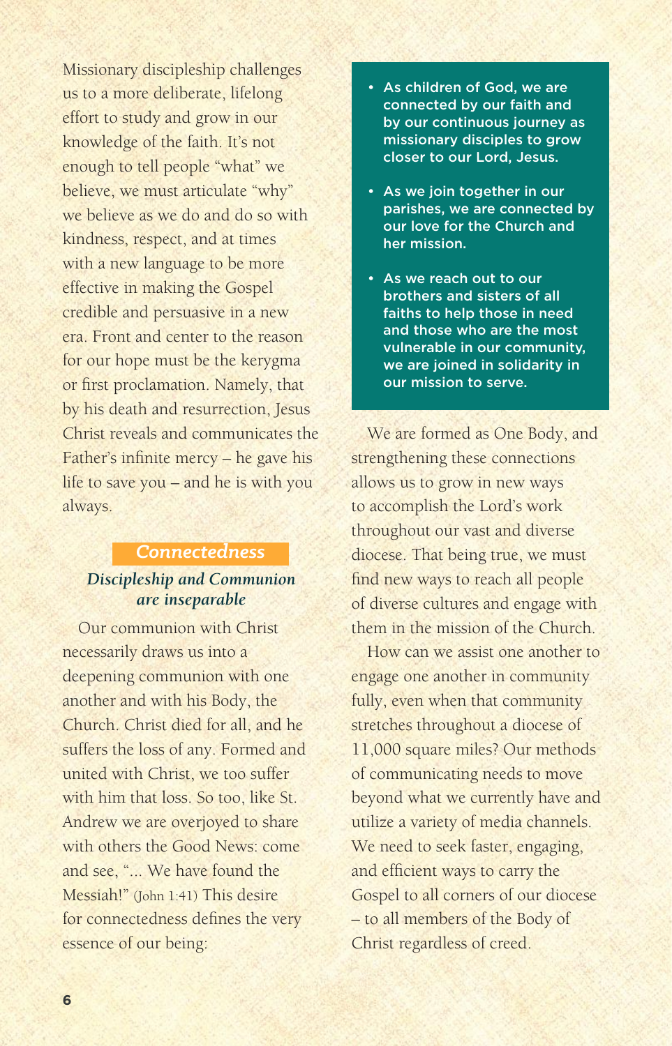Missionary discipleship challenges us to a more deliberate, lifelong effort to study and grow in our knowledge of the faith. It's not enough to tell people "what" we believe, we must articulate "why" we believe as we do and do so with kindness, respect, and at times with a new language to be more effective in making the Gospel credible and persuasive in a new era. Front and center to the reason for our hope must be the kerygma or first proclamation. Namely, that by his death and resurrection, Jesus Christ reveals and communicates the Father's infinite mercy – he gave his life to save you – and he is with you always.

## Connectedness

### *Discipleship and Communion are inseparable*

Our communion with Christ necessarily draws us into a deepening communion with one another and with his Body, the Church. Christ died for all, and he suffers the loss of any. Formed and united with Christ, we too suffer with him that loss. So too, like St. Andrew we are overjoyed to share with others the Good News: come and see, "... We have found the Messiah!" (John 1:41) This desire for connectedness defines the very essence of our being:

- **As children of God, we are connected by our faith and by our continuous journey as missionary disciples to grow closer to our Lord, Jesus.**
- **As we join together in our parishes, we are connected by our love for the Church and her mission.**
- **As we reach out to our brothers and sisters of all faiths to help those in need and those who are the most vulnerable in our community, we are joined in solidarity in our mission to serve.**

We are formed as One Body, and strengthening these connections allows us to grow in new ways to accomplish the Lord's work throughout our vast and diverse diocese. That being true, we must find new ways to reach all people of diverse cultures and engage with them in the mission of the Church.

How can we assist one another to engage one another in community fully, even when that community stretches throughout a diocese of 11,000 square miles? Our methods of communicating needs to move beyond what we currently have and utilize a variety of media channels. We need to seek faster, engaging, and efficient ways to carry the Gospel to all corners of our diocese – to all members of the Body of Christ regardless of creed.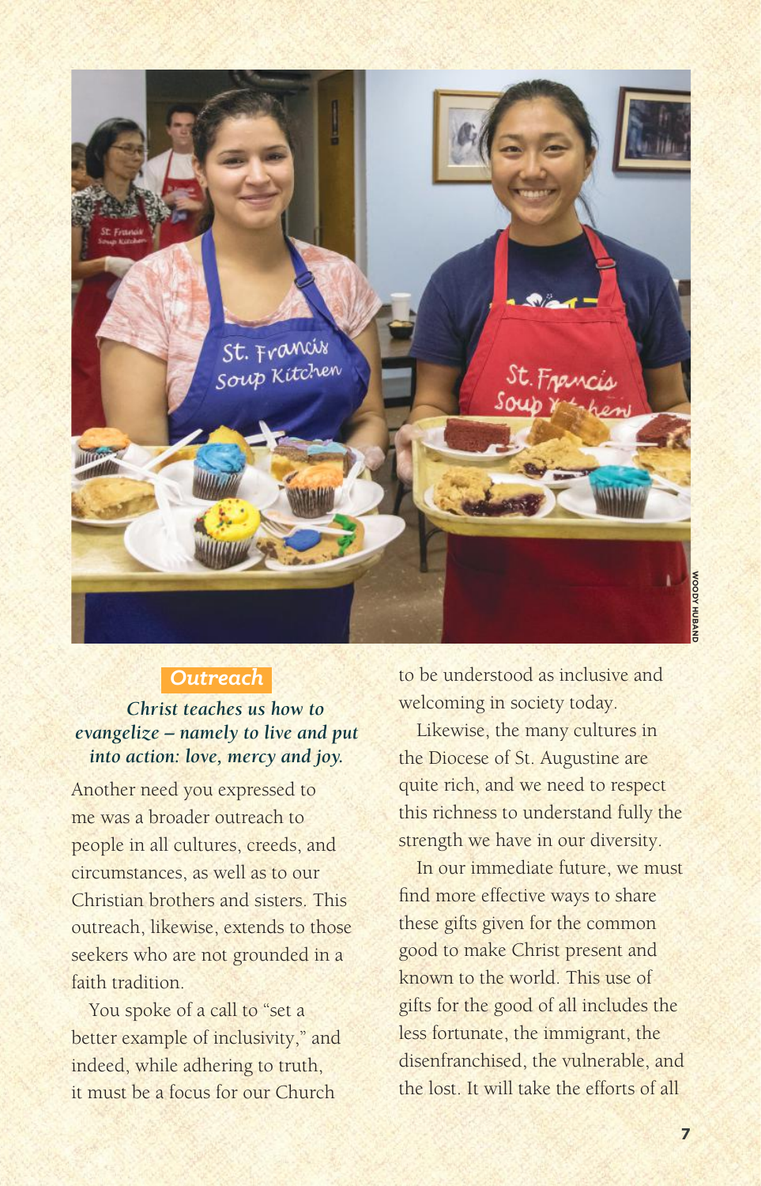## Outreach

*Christ teaches us how to evangelize – namely to live and put into action: love, mercy and joy.*

Another need you expressed to me was a broader outreach to people in all cultures, creeds, and circumstances, as well as to our Christian brothers and sisters. This outreach, likewise, extends to those seekers who are not grounded in a faith tradition.

You spoke of a call to "set a better example of inclusivity," and indeed, while adhering to truth, it must be a focus for our Church to be understood as inclusive and welcoming in society today.

Likewise, the many cultures in the Diocese of St. Augustine are quite rich, and we need to respect this richness to understand fully the strength we have in our diversity.

In our immediate future, we must find more effective ways to share these gifts given for the common good to make Christ present and known to the world. This use of gifts for the good of all includes the less fortunate, the immigrant, the disenfranchised, the vulnerable, and the lost. It will take the efforts of all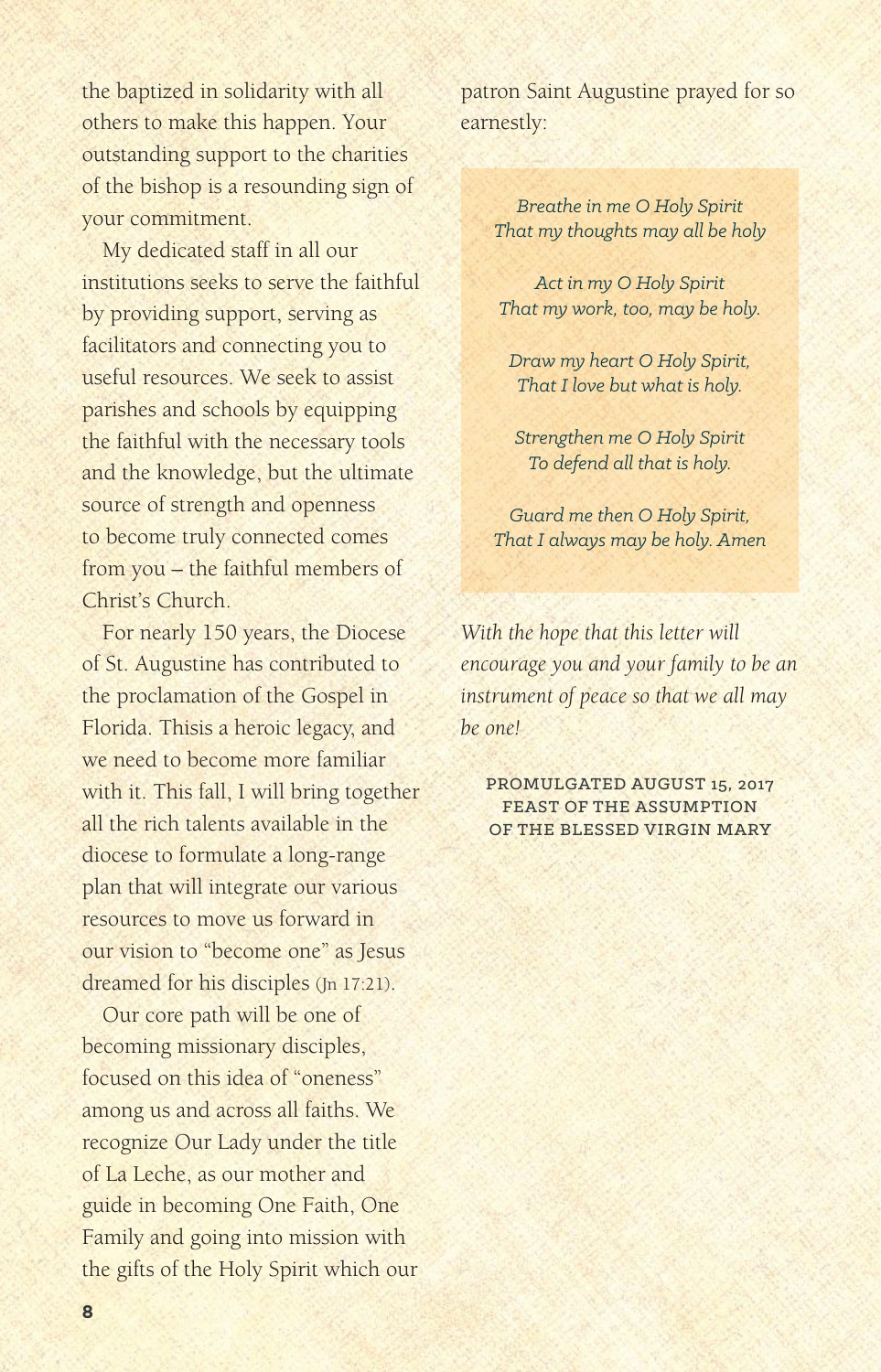the baptized in solidarity with all others to make this happen. Your outstanding support to the charities of the bishop is a resounding sign of your commitment.

My dedicated staff in all our institutions seeks to serve the faithful by providing support, serving as facilitators and connecting you to useful resources. We seek to assist parishes and schools by equipping the faithful with the necessary tools and the knowledge, but the ultimate source of strength and openness to become truly connected comes from you – the faithful members of Christ's Church.

For nearly 150 years, the Diocese of St. Augustine has contributed to the proclamation of the Gospel in Florida. Thisis a heroic legacy, and we need to become more familiar with it. This fall, I will bring together all the rich talents available in the diocese to formulate a long-range plan that will integrate our various resources to move us forward in our vision to "become one" as Jesus dreamed for his disciples (Jn 17:21).

Our core path will be one of becoming missionary disciples, focused on this idea of "oneness" among us and across all faiths. We recognize Our Lady under the title of La Leche, as our mother and guide in becoming One Faith, One Family and going into mission with the gifts of the Holy Spirit which our patron Saint Augustine prayed for so earnestly:

*Breathe in me O Holy Spirit*
*That my thoughts may all be holy*

*Act in my O Holy Spirit*
*That my work, too, may be holy.*

*Draw my heart O Holy Spirit,*
*That I love but what is holy.*

*Strengthen me O Holy Spirit*
*To defend all that is holy.*

*Guard me then O Holy Spirit,*
*That I always may be holy. Amen*

*With the hope that this letter will encourage you and your family to be an instrument of peace so that we all may be one!*

PROMULGATED AUGUST 15, 2017
FEAST OF THE ASSUMPTION
OF THE BLESSED VIRGIN MARY